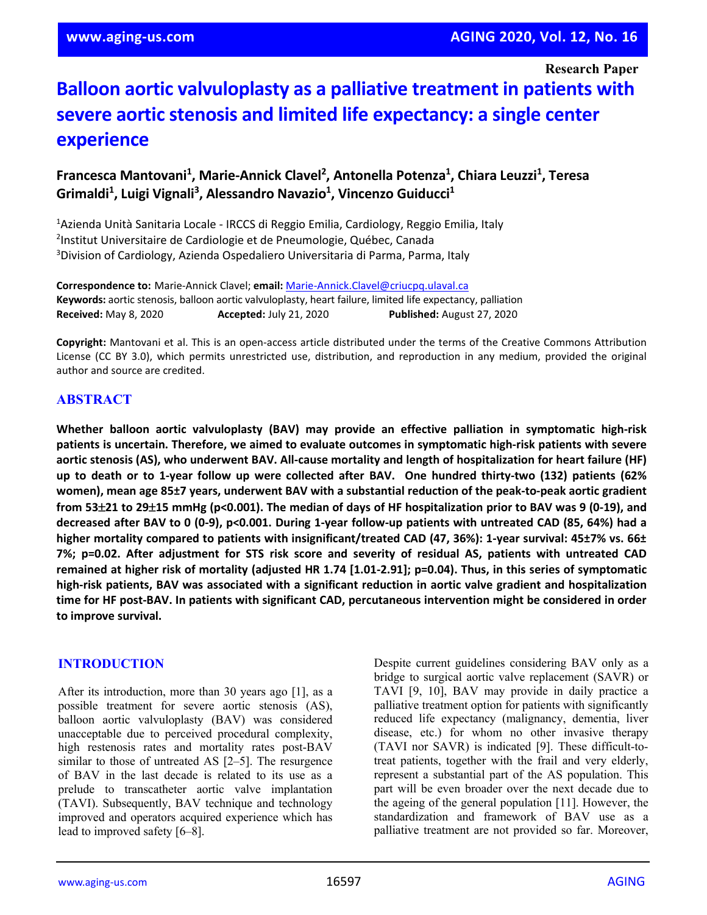Research Paper

# Balloon aortic valvuloplasty as a palliative treatment in patients with severe aortic stenosis and limited life expectancy: a single center experience

**Francesca Mantovani[1], Marie-Annick Clavel[2], Antonella Potenza[1], Chiara Leuzzi[1], Teresa Grimaldi[1], Luigi Vignali[3], Alessandro Navazio[1], Vincenzo Guiducci[1]**

[1]Azienda Unità Sanitaria Locale - IRCCS di Reggio Emilia, Cardiology, Reggio Emilia, Italy
[2]Institut Universitaire de Cardiologie et de Pneumologie, Québec, Canada
[3]Division of Cardiology, Azienda Ospedaliero Universitaria di Parma, Parma, Italy

**Correspondence to:** Marie-Annick Clavel; **email:** Marie-Annick.Clavel@criucpq.ulaval.ca
**Keywords:** aortic stenosis, balloon aortic valvuloplasty, heart failure, limited life expectancy, palliation
**Received:** May 8, 2020 **Accepted:** July 21, 2020 **Published:** August 27, 2020

**Copyright:** Mantovani et al. This is an open-access article distributed under the terms of the Creative Commons Attribution License (CC BY 3.0), which permits unrestricted use, distribution, and reproduction in any medium, provided the original author and source are credited.

## ABSTRACT

**Whether balloon aortic valvuloplasty (BAV) may provide an effective palliation in symptomatic high-risk patients is uncertain. Therefore, we aimed to evaluate outcomes in symptomatic high-risk patients with severe aortic stenosis (AS), who underwent BAV. All-cause mortality and length of hospitalization for heart failure (HF) up to death or to 1-year follow up were collected after BAV. One hundred thirty-two (132) patients (62% women), mean age 85±7 years, underwent BAV with a substantial reduction of the peak-to-peak aortic gradient from 53±21 to 29±15 mmHg (p<0.001). The median of days of HF hospitalization prior to BAV was 9 (0-19), and decreased after BAV to 0 (0-9), p<0.001. During 1-year follow-up patients with untreated CAD (85, 64%) had a higher mortality compared to patients with insignificant/treated CAD (47, 36%): 1-year survival: 45±7% vs. 66± 7%; p=0.02. After adjustment for STS risk score and severity of residual AS, patients with untreated CAD remained at higher risk of mortality (adjusted HR 1.74 [1.01-2.91]; p=0.04). Thus, in this series of symptomatic high-risk patients, BAV was associated with a significant reduction in aortic valve gradient and hospitalization time for HF post-BAV. In patients with significant CAD, percutaneous intervention might be considered in order to improve survival.**

## INTRODUCTION

After its introduction, more than 30 years ago [1], as a possible treatment for severe aortic stenosis (AS), balloon aortic valvuloplasty (BAV) was considered unacceptable due to perceived procedural complexity, high restenosis rates and mortality rates post-BAV similar to those of untreated AS [2–5]. The resurgence of BAV in the last decade is related to its use as a prelude to transcatheter aortic valve implantation (TAVI). Subsequently, BAV technique and technology improved and operators acquired experience which has lead to improved safety [6–8].

Despite current guidelines considering BAV only as a bridge to surgical aortic valve replacement (SAVR) or TAVI [9, 10], BAV may provide in daily practice a palliative treatment option for patients with significantly reduced life expectancy (malignancy, dementia, liver disease, etc.) for whom no other invasive therapy (TAVI nor SAVR) is indicated [9]. These difficult-to-treat patients, together with the frail and very elderly, represent a substantial part of the AS population. This part will be even broader over the next decade due to the ageing of the general population [11]. However, the standardization and framework of BAV use as a palliative treatment are not provided so far. Moreover,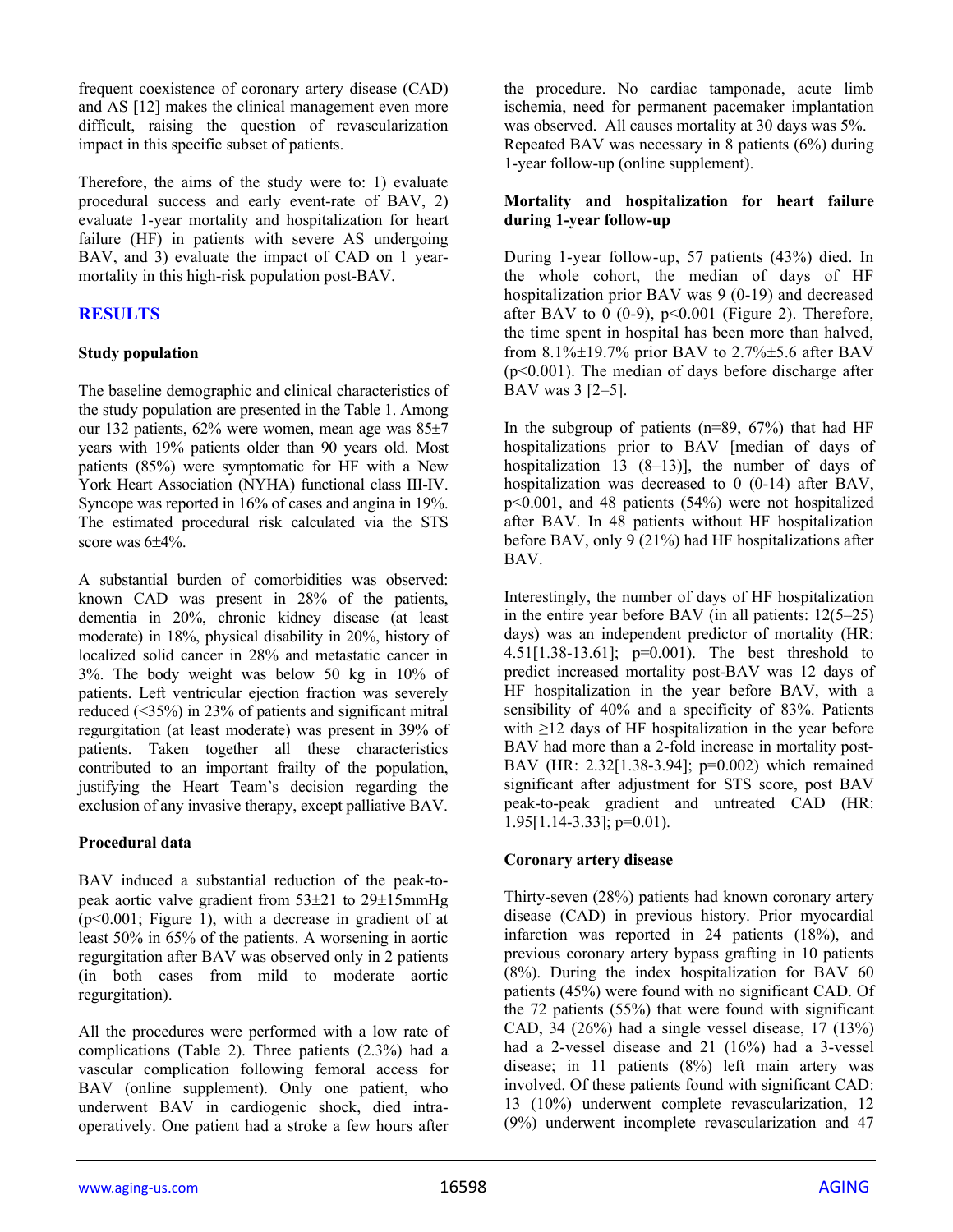frequent coexistence of coronary artery disease (CAD) and AS [12] makes the clinical management even more difficult, raising the question of revascularization impact in this specific subset of patients.

Therefore, the aims of the study were to: 1) evaluate procedural success and early event-rate of BAV, 2) evaluate 1-year mortality and hospitalization for heart failure (HF) in patients with severe AS undergoing BAV, and 3) evaluate the impact of CAD on 1 year-mortality in this high-risk population post-BAV.

## RESULTS

### Study population

The baseline demographic and clinical characteristics of the study population are presented in the Table 1. Among our 132 patients, 62% were women, mean age was 85±7 years with 19% patients older than 90 years old. Most patients (85%) were symptomatic for HF with a New York Heart Association (NYHA) functional class III-IV. Syncope was reported in 16% of cases and angina in 19%. The estimated procedural risk calculated via the STS score was 6±4%.

A substantial burden of comorbidities was observed: known CAD was present in 28% of the patients, dementia in 20%, chronic kidney disease (at least moderate) in 18%, physical disability in 20%, history of localized solid cancer in 28% and metastatic cancer in 3%. The body weight was below 50 kg in 10% of patients. Left ventricular ejection fraction was severely reduced (<35%) in 23% of patients and significant mitral regurgitation (at least moderate) was present in 39% of patients. Taken together all these characteristics contributed to an important frailty of the population, justifying the Heart Team's decision regarding the exclusion of any invasive therapy, except palliative BAV.

### Procedural data

BAV induced a substantial reduction of the peak-to-peak aortic valve gradient from 53±21 to 29±15mmHg ($p<0.001$; Figure 1), with a decrease in gradient of at least 50% in 65% of the patients. A worsening in aortic regurgitation after BAV was observed only in 2 patients (in both cases from mild to moderate aortic regurgitation).

All the procedures were performed with a low rate of complications (Table 2). Three patients (2.3%) had a vascular complication following femoral access for BAV (online supplement). Only one patient, who underwent BAV in cardiogenic shock, died intra-operatively. One patient had a stroke a few hours after the procedure. No cardiac tamponade, acute limb ischemia, need for permanent pacemaker implantation was observed. All causes mortality at 30 days was 5%. Repeated BAV was necessary in 8 patients (6%) during 1-year follow-up (online supplement).

### Mortality and hospitalization for heart failure during 1-year follow-up

During 1-year follow-up, 57 patients (43%) died. In the whole cohort, the median of days of HF hospitalization prior BAV was 9 (0-19) and decreased after BAV to 0 (0-9), $p<0.001$ (Figure 2). Therefore, the time spent in hospital has been more than halved, from 8.1%±19.7% prior BAV to 2.7%±5.6 after BAV ($p<0.001$). The median of days before discharge after BAV was 3 [2–5].

In the subgroup of patients (n=89, 67%) that had HF hospitalizations prior to BAV [median of days of hospitalization 13 (8–13)], the number of days of hospitalization was decreased to 0 (0-14) after BAV, $p<0.001$, and 48 patients (54%) were not hospitalized after BAV. In 48 patients without HF hospitalization before BAV, only 9 (21%) had HF hospitalizations after BAV.

Interestingly, the number of days of HF hospitalization in the entire year before BAV (in all patients: 12(5–25) days) was an independent predictor of mortality (HR: 4.51[1.38-13.61]; $p=0.001$). The best threshold to predict increased mortality post-BAV was 12 days of HF hospitalization in the year before BAV, with a sensibility of 40% and a specificity of 83%. Patients with ≥12 days of HF hospitalization in the year before BAV had more than a 2-fold increase in mortality post-BAV (HR: 2.32[1.38-3.94]; $p=0.002$) which remained significant after adjustment for STS score, post BAV peak-to-peak gradient and untreated CAD (HR: 1.95[1.14-3.33]; $p=0.01$).

### Coronary artery disease

Thirty-seven (28%) patients had known coronary artery disease (CAD) in previous history. Prior myocardial infarction was reported in 24 patients (18%), and previous coronary artery bypass grafting in 10 patients (8%). During the index hospitalization for BAV 60 patients (45%) were found with no significant CAD. Of the 72 patients (55%) that were found with significant CAD, 34 (26%) had a single vessel disease, 17 (13%) had a 2-vessel disease and 21 (16%) had a 3-vessel disease; in 11 patients (8%) left main artery was involved. Of these patients found with significant CAD: 13 (10%) underwent complete revascularization, 12 (9%) underwent incomplete revascularization and 47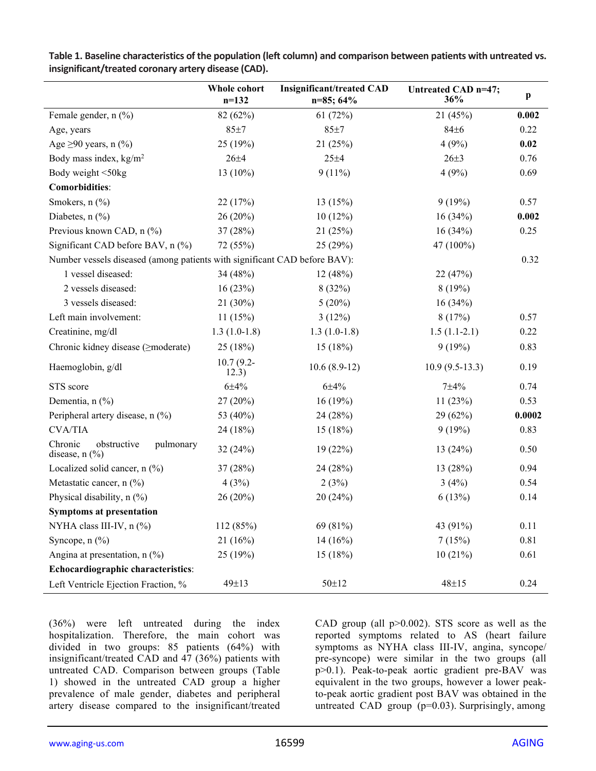**Table 1. Baseline characteristics of the population (left column) and comparison between patients with untreated vs. insignificant/treated coronary artery disease (CAD).**

| | Whole cohort n=132 | Insignificant/treated CAD n=85; 64% | Untreated CAD n=47; 36% | p |
|---|---|---|---|---|
| Female gender, n (%) | 82 (62%) | 61 (72%) | 21 (45%) | **0.002** |
| Age, years | 85±7 | 85±7 | 84±6 | 0.22 |
| Age ≥90 years, n (%) | 25 (19%) | 21 (25%) | 4 (9%) | **0.02** |
| Body mass index, kg/m$^2$ | 26±4 | 25±4 | 26±3 | 0.76 |
| Body weight <50kg | 13 (10%) | 9 (11%) | 4 (9%) | 0.69 |
| **Comorbidities**: | | | | |
| Smokers, n (%) | 22 (17%) | 13 (15%) | 9 (19%) | 0.57 |
| Diabetes, n (%) | 26 (20%) | 10 (12%) | 16 (34%) | **0.002** |
| Previous known CAD, n (%) | 37 (28%) | 21 (25%) | 16 (34%) | 0.25 |
| Significant CAD before BAV, n (%) | 72 (55%) | 25 (29%) | 47 (100%) | |
| Number vessels diseased (among patients with significant CAD before BAV): | | | | 0.32 |
| 1 vessel diseased: | 34 (48%) | 12 (48%) | 22 (47%) | |
| 2 vessels diseased: | 16 (23%) | 8 (32%) | 8 (19%) | |
| 3 vessels diseased: | 21 (30%) | 5 (20%) | 16 (34%) | |
| Left main involvement: | 11 (15%) | 3 (12%) | 8 (17%) | 0.57 |
| Creatinine, mg/dl | 1.3 (1.0-1.8) | 1.3 (1.0-1.8) | 1.5 (1.1-2.1) | 0.22 |
| Chronic kidney disease (≥moderate) | 25 (18%) | 15 (18%) | 9 (19%) | 0.83 |
| Haemoglobin, g/dl | 10.7 (9.2-12.3) | 10.6 (8.9-12) | 10.9 (9.5-13.3) | 0.19 |
| STS score | 6±4% | 6±4% | 7±4% | 0.74 |
| Dementia, n (%) | 27 (20%) | 16 (19%) | 11 (23%) | 0.53 |
| Peripheral artery disease, n (%) | 53 (40%) | 24 (28%) | 29 (62%) | **0.0002** |
| CVA/TIA | 24 (18%) | 15 (18%) | 9 (19%) | 0.83 |
| Chronic obstructive pulmonary disease, n (%) | 32 (24%) | 19 (22%) | 13 (24%) | 0.50 |
| Localized solid cancer, n (%) | 37 (28%) | 24 (28%) | 13 (28%) | 0.94 |
| Metastatic cancer, n (%) | 4 (3%) | 2 (3%) | 3 (4%) | 0.54 |
| Physical disability, n (%) | 26 (20%) | 20 (24%) | 6 (13%) | 0.14 |
| **Symptoms at presentation** | | | | |
| NYHA class III-IV, n (%) | 112 (85%) | 69 (81%) | 43 (91%) | 0.11 |
| Syncope, n (%) | 21 (16%) | 14 (16%) | 7 (15%) | 0.81 |
| Angina at presentation, n (%) | 25 (19%) | 15 (18%) | 10 (21%) | 0.61 |
| **Echocardiographic characteristics**: | | | | |
| Left Ventricle Ejection Fraction, % | 49±13 | 50±12 | 48±15 | 0.24 |

(36%) were left untreated during the index hospitalization. Therefore, the main cohort was divided in two groups: 85 patients (64%) with insignificant/treated CAD and 47 (36%) patients with untreated CAD. Comparison between groups (Table 1) showed in the untreated CAD group a higher prevalence of male gender, diabetes and peripheral artery disease compared to the insignificant/treated CAD group (all p>0.002). STS score as well as the reported symptoms related to AS (heart failure symptoms as NYHA class III-IV, angina, syncope/pre-syncope) were similar in the two groups (all p>0.1). Peak-to-peak aortic gradient pre-BAV was equivalent in the two groups, however a lower peak-to-peak aortic gradient post BAV was obtained in the untreated CAD group (p=0.03). Surprisingly, among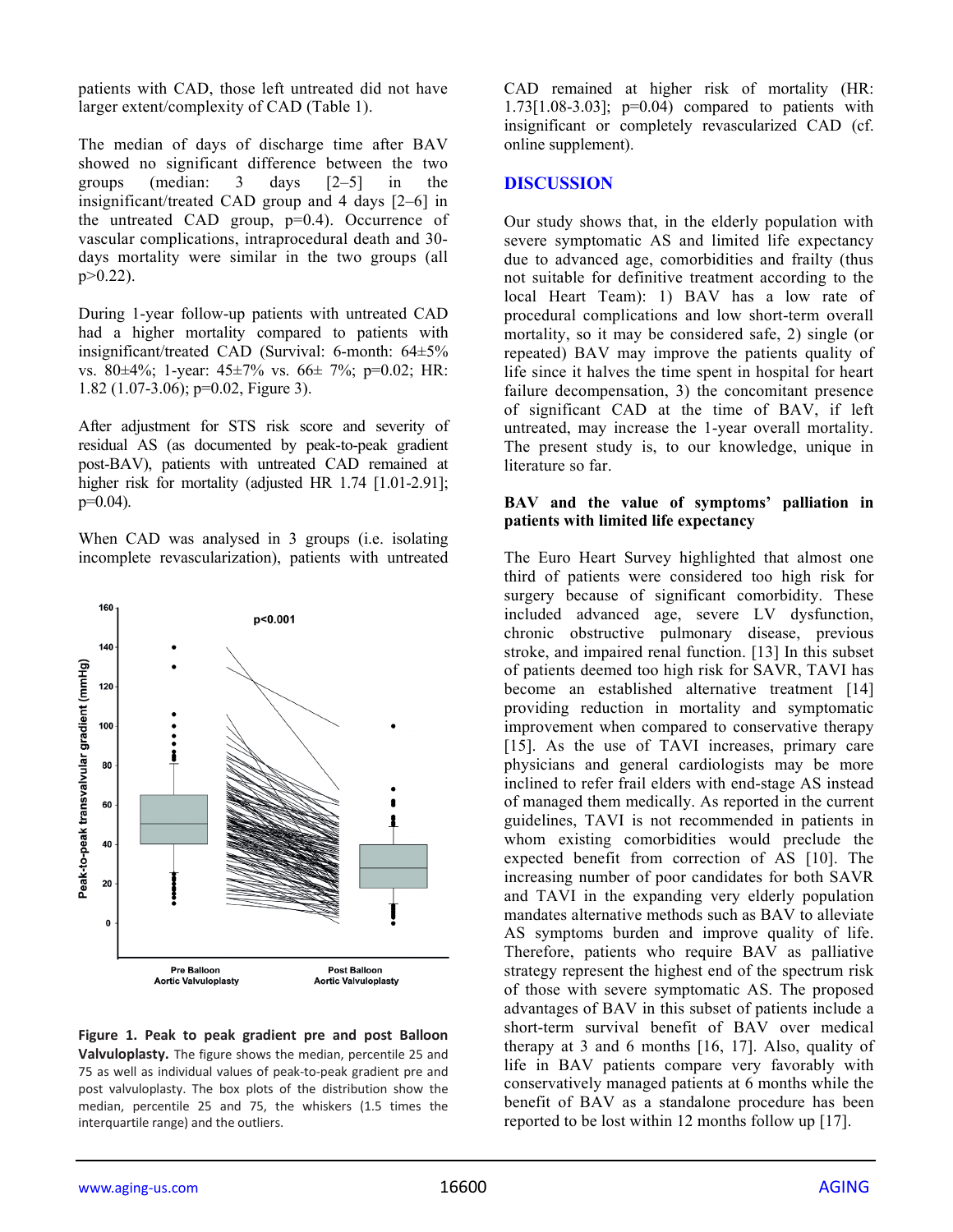patients with CAD, those left untreated did not have larger extent/complexity of CAD (Table 1).

The median of days of discharge time after BAV showed no significant difference between the two groups (median: 3 days [2–5] in the insignificant/treated CAD group and 4 days [2–6] in the untreated CAD group, p=0.4). Occurrence of vascular complications, intraprocedural death and 30-days mortality were similar in the two groups (all p>0.22).

During 1-year follow-up patients with untreated CAD had a higher mortality compared to patients with insignificant/treated CAD (Survival: 6-month: 64±5% vs. 80±4%; 1-year: 45±7% vs. 66± 7%; p=0.02; HR: 1.82 (1.07-3.06); p=0.02, Figure 3).

After adjustment for STS risk score and severity of residual AS (as documented by peak-to-peak gradient post-BAV), patients with untreated CAD remained at higher risk for mortality (adjusted HR 1.74 [1.01-2.91]; p=0.04).

When CAD was analysed in 3 groups (i.e. isolating incomplete revascularization), patients with untreated CAD remained at higher risk of mortality (HR: 1.73[1.08-3.03]; p=0.04) compared to patients with insignificant or completely revascularized CAD (cf. online supplement).

**Figure 1. Peak to peak gradient pre and post Balloon Valvuloplasty.** The figure shows the median, percentile 25 and 75 as well as individual values of peak-to-peak gradient pre and post valvuloplasty. The box plots of the distribution show the median, percentile 25 and 75, the whiskers (1.5 times the interquartile range) and the outliers.

## DISCUSSION

Our study shows that, in the elderly population with severe symptomatic AS and limited life expectancy due to advanced age, comorbidities and frailty (thus not suitable for definitive treatment according to the local Heart Team): 1) BAV has a low rate of procedural complications and low short-term overall mortality, so it may be considered safe, 2) single (or repeated) BAV may improve the patients quality of life since it halves the time spent in hospital for heart failure decompensation, 3) the concomitant presence of significant CAD at the time of BAV, if left untreated, may increase the 1-year overall mortality. The present study is, to our knowledge, unique in literature so far.

### BAV and the value of symptoms' palliation in patients with limited life expectancy

The Euro Heart Survey highlighted that almost one third of patients were considered too high risk for surgery because of significant comorbidity. These included advanced age, severe LV dysfunction, chronic obstructive pulmonary disease, previous stroke, and impaired renal function. [13] In this subset of patients deemed too high risk for SAVR, TAVI has become an established alternative treatment [14] providing reduction in mortality and symptomatic improvement when compared to conservative therapy [15]. As the use of TAVI increases, primary care physicians and general cardiologists may be more inclined to refer frail elders with end-stage AS instead of managed them medically. As reported in the current guidelines, TAVI is not recommended in patients in whom existing comorbidities would preclude the expected benefit from correction of AS [10]. The increasing number of poor candidates for both SAVR and TAVI in the expanding very elderly population mandates alternative methods such as BAV to alleviate AS symptoms burden and improve quality of life. Therefore, patients who require BAV as palliative strategy represent the highest end of the spectrum risk of those with severe symptomatic AS. The proposed advantages of BAV in this subset of patients include a short-term survival benefit of BAV over medical therapy at 3 and 6 months [16, 17]. Also, quality of life in BAV patients compare very favorably with conservatively managed patients at 6 months while the benefit of BAV as a standalone procedure has been reported to be lost within 12 months follow up [17].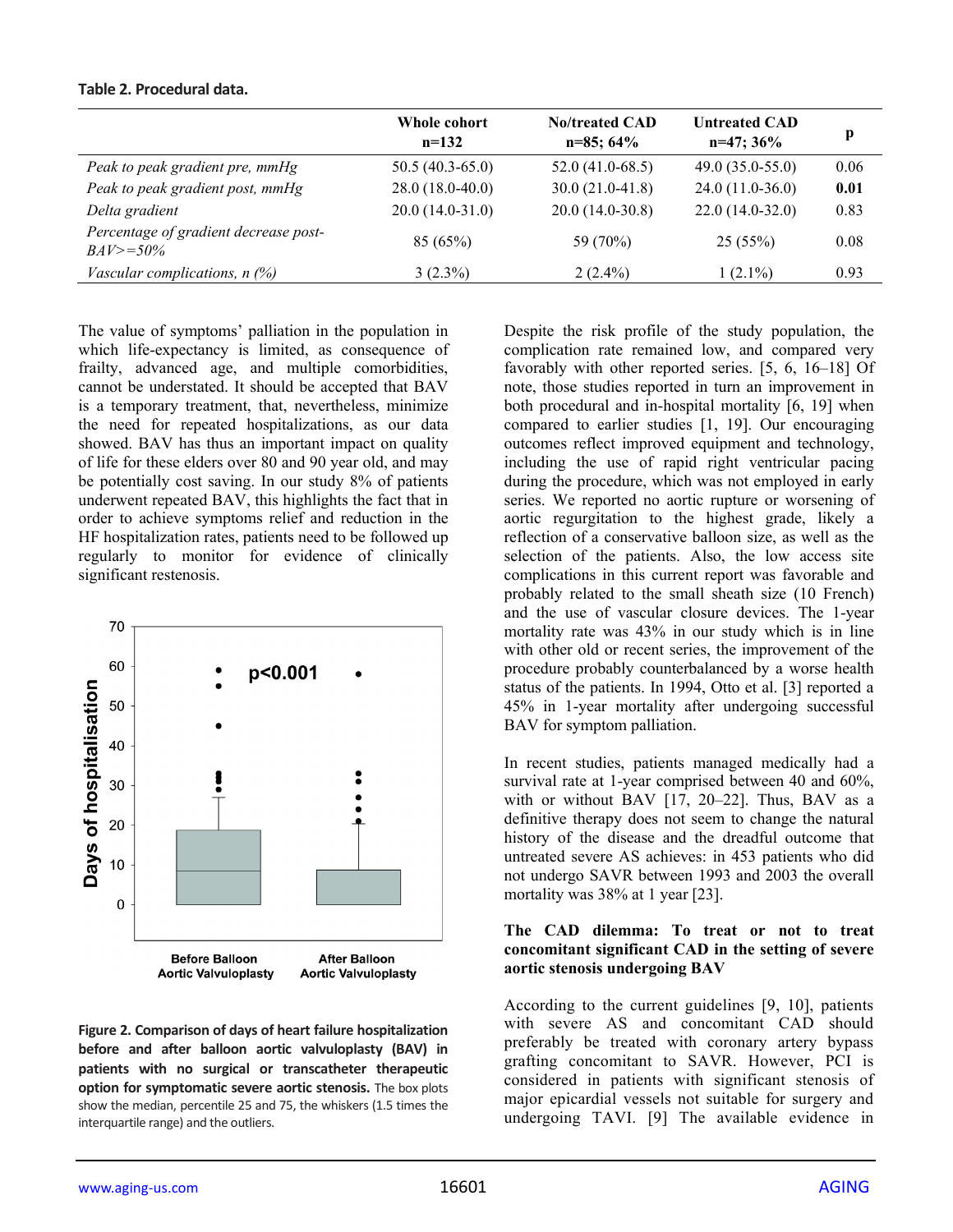**Table 2. Procedural data.**

| | Whole cohort n=132 | No/treated CAD n=85; 64% | Untreated CAD n=47; 36% | p |
|---|---|---|---|---|
| *Peak to peak gradient pre, mmHg* | 50.5 (40.3-65.0) | 52.0 (41.0-68.5) | 49.0 (35.0-55.0) | 0.06 |
| *Peak to peak gradient post, mmHg* | 28.0 (18.0-40.0) | 30.0 (21.0-41.8) | 24.0 (11.0-36.0) | **0.01** |
| *Delta gradient* | 20.0 (14.0-31.0) | 20.0 (14.0-30.8) | 22.0 (14.0-32.0) | 0.83 |
| *Percentage of gradient decrease post-BAV>=50%* | 85 (65%) | 59 (70%) | 25 (55%) | 0.08 |
| *Vascular complications, n (%)* | 3 (2.3%) | 2 (2.4%) | 1 (2.1%) | 0.93 |

The value of symptoms' palliation in the population in which life-expectancy is limited, as consequence of frailty, advanced age, and multiple comorbidities, cannot be understated. It should be accepted that BAV is a temporary treatment, that, nevertheless, minimize the need for repeated hospitalizations, as our data showed. BAV has thus an important impact on quality of life for these elders over 80 and 90 year old, and may be potentially cost saving. In our study 8% of patients underwent repeated BAV, this highlights the fact that in order to achieve symptoms relief and reduction in the HF hospitalization rates, patients need to be followed up regularly to monitor for evidence of clinically significant restenosis.

**Figure 2. Comparison of days of heart failure hospitalization before and after balloon aortic valvuloplasty (BAV) in patients with no surgical or transcatheter therapeutic option for symptomatic severe aortic stenosis.** The box plots show the median, percentile 25 and 75, the whiskers (1.5 times the interquartile range) and the outliers.

Despite the risk profile of the study population, the complication rate remained low, and compared very favorably with other reported series. [5, 6, 16–18] Of note, those studies reported in turn an improvement in both procedural and in-hospital mortality [6, 19] when compared to earlier studies [1, 19]. Our encouraging outcomes reflect improved equipment and technology, including the use of rapid right ventricular pacing during the procedure, which was not employed in early series. We reported no aortic rupture or worsening of aortic regurgitation to the highest grade, likely a reflection of a conservative balloon size, as well as the selection of the patients. Also, the low access site complications in this current report was favorable and probably related to the small sheath size (10 French) and the use of vascular closure devices. The 1-year mortality rate was 43% in our study which is in line with other old or recent series, the improvement of the procedure probably counterbalanced by a worse health status of the patients. In 1994, Otto et al. [3] reported a 45% in 1-year mortality after undergoing successful BAV for symptom palliation.

In recent studies, patients managed medically had a survival rate at 1-year comprised between 40 and 60%, with or without BAV [17, 20–22]. Thus, BAV as a definitive therapy does not seem to change the natural history of the disease and the dreadful outcome that untreated severe AS achieves: in 453 patients who did not undergo SAVR between 1993 and 2003 the overall mortality was 38% at 1 year [23].

### The CAD dilemma: To treat or not to treat concomitant significant CAD in the setting of severe aortic stenosis undergoing BAV

According to the current guidelines [9, 10], patients with severe AS and concomitant CAD should preferably be treated with coronary artery bypass grafting concomitant to SAVR. However, PCI is considered in patients with significant stenosis of major epicardial vessels not suitable for surgery and undergoing TAVI. [9] The available evidence in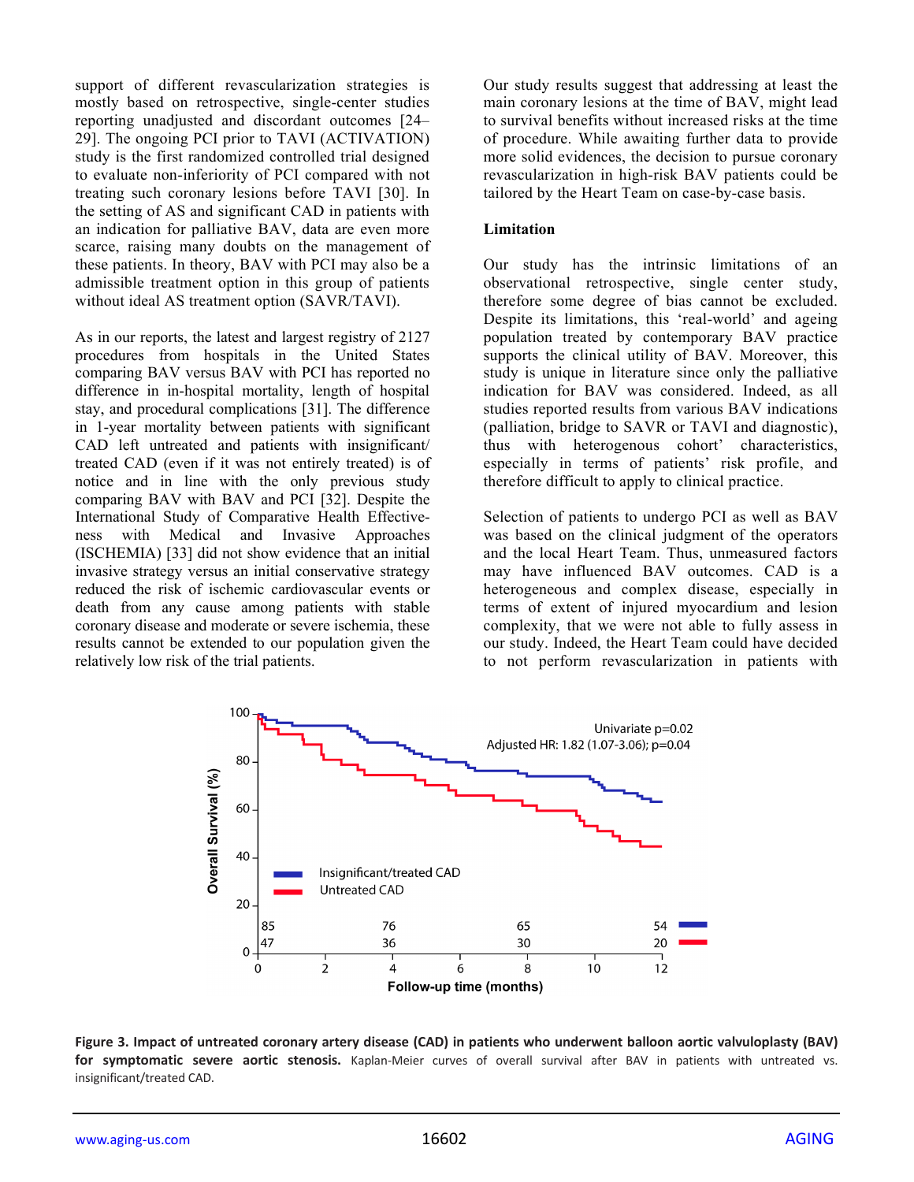support of different revascularization strategies is mostly based on retrospective, single-center studies reporting unadjusted and discordant outcomes [24–29]. The ongoing PCI prior to TAVI (ACTIVATION) study is the first randomized controlled trial designed to evaluate non-inferiority of PCI compared with not treating such coronary lesions before TAVI [30]. In the setting of AS and significant CAD in patients with an indication for palliative BAV, data are even more scarce, raising many doubts on the management of these patients. In theory, BAV with PCI may also be a admissible treatment option in this group of patients without ideal AS treatment option (SAVR/TAVI).

As in our reports, the latest and largest registry of 2127 procedures from hospitals in the United States comparing BAV versus BAV with PCI has reported no difference in in-hospital mortality, length of hospital stay, and procedural complications [31]. The difference in 1-year mortality between patients with significant CAD left untreated and patients with insignificant/treated CAD (even if it was not entirely treated) is of notice and in line with the only previous study comparing BAV with BAV and PCI [32]. Despite the International Study of Comparative Health Effectiveness with Medical and Invasive Approaches (ISCHEMIA) [33] did not show evidence that an initial invasive strategy versus an initial conservative strategy reduced the risk of ischemic cardiovascular events or death from any cause among patients with stable coronary disease and moderate or severe ischemia, these results cannot be extended to our population given the relatively low risk of the trial patients.

Our study results suggest that addressing at least the main coronary lesions at the time of BAV, might lead to survival benefits without increased risks at the time of procedure. While awaiting further data to provide more solid evidences, the decision to pursue coronary revascularization in high-risk BAV patients could be tailored by the Heart Team on case-by-case basis.

## Limitation

Our study has the intrinsic limitations of an observational retrospective, single center study, therefore some degree of bias cannot be excluded. Despite its limitations, this 'real-world' and ageing population treated by contemporary BAV practice supports the clinical utility of BAV. Moreover, this study is unique in literature since only the palliative indication for BAV was considered. Indeed, as all studies reported results from various BAV indications (palliation, bridge to SAVR or TAVI and diagnostic), thus with heterogenous cohort' characteristics, especially in terms of patients' risk profile, and therefore difficult to apply to clinical practice.

Selection of patients to undergo PCI as well as BAV was based on the clinical judgment of the operators and the local Heart Team. Thus, unmeasured factors may have influenced BAV outcomes. CAD is a heterogeneous and complex disease, especially in terms of extent of injured myocardium and lesion complexity, that we were not able to fully assess in our study. Indeed, the Heart Team could have decided to not perform revascularization in patients with

**Figure 3. Impact of untreated coronary artery disease (CAD) in patients who underwent balloon aortic valvuloplasty (BAV) for symptomatic severe aortic stenosis.** Kaplan-Meier curves of overall survival after BAV in patients with untreated vs. insignificant/treated CAD.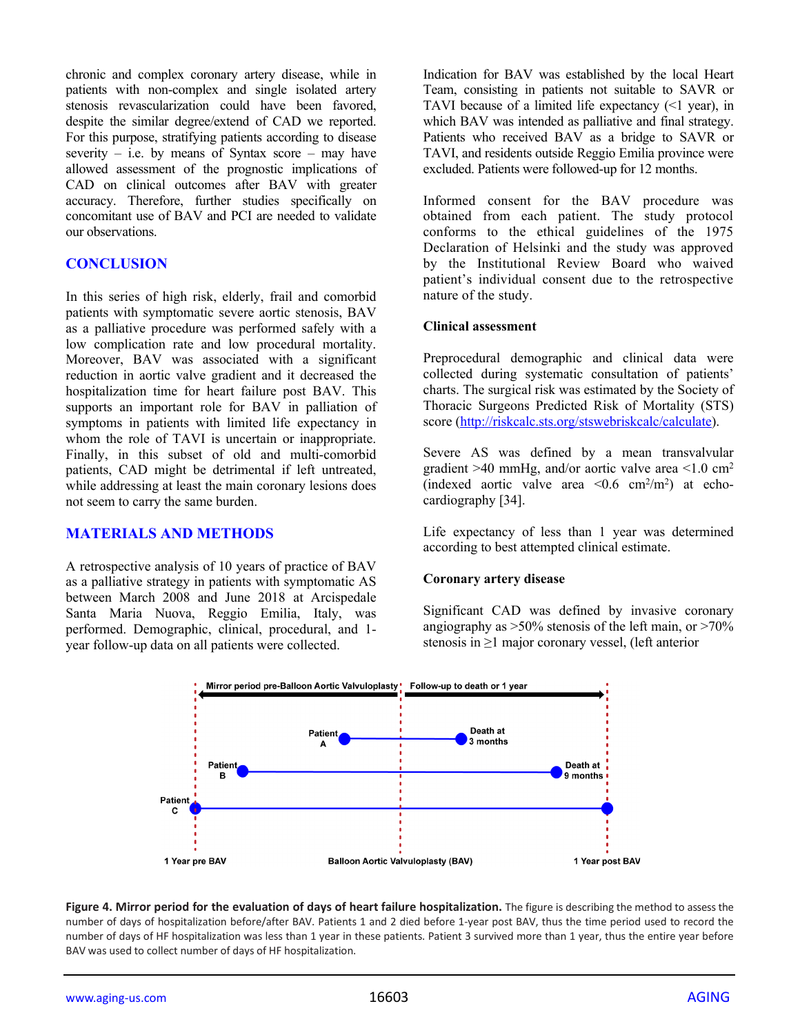chronic and complex coronary artery disease, while in patients with non-complex and single isolated artery stenosis revascularization could have been favored, despite the similar degree/extend of CAD we reported. For this purpose, stratifying patients according to disease severity – i.e. by means of Syntax score – may have allowed assessment of the prognostic implications of CAD on clinical outcomes after BAV with greater accuracy. Therefore, further studies specifically on concomitant use of BAV and PCI are needed to validate our observations.

## CONCLUSION

In this series of high risk, elderly, frail and comorbid patients with symptomatic severe aortic stenosis, BAV as a palliative procedure was performed safely with a low complication rate and low procedural mortality. Moreover, BAV was associated with a significant reduction in aortic valve gradient and it decreased the hospitalization time for heart failure post BAV. This supports an important role for BAV in palliation of symptoms in patients with limited life expectancy in whom the role of TAVI is uncertain or inappropriate. Finally, in this subset of old and multi-comorbid patients, CAD might be detrimental if left untreated, while addressing at least the main coronary lesions does not seem to carry the same burden.

## MATERIALS AND METHODS

A retrospective analysis of 10 years of practice of BAV as a palliative strategy in patients with symptomatic AS between March 2008 and June 2018 at Arcispedale Santa Maria Nuova, Reggio Emilia, Italy, was performed. Demographic, clinical, procedural, and 1-year follow-up data on all patients were collected.

Indication for BAV was established by the local Heart Team, consisting in patients not suitable to SAVR or TAVI because of a limited life expectancy (<1 year), in which BAV was intended as palliative and final strategy. Patients who received BAV as a bridge to SAVR or TAVI, and residents outside Reggio Emilia province were excluded. Patients were followed-up for 12 months.

Informed consent for the BAV procedure was obtained from each patient. The study protocol conforms to the ethical guidelines of the 1975 Declaration of Helsinki and the study was approved by the Institutional Review Board who waived patient's individual consent due to the retrospective nature of the study.

### Clinical assessment

Preprocedural demographic and clinical data were collected during systematic consultation of patients' charts. The surgical risk was estimated by the Society of Thoracic Surgeons Predicted Risk of Mortality (STS) score (http://riskcalc.sts.org/stswebriskcalc/calculate).

Severe AS was defined by a mean transvalvular gradient >40 mmHg, and/or aortic valve area <1.0 $cm^2$ (indexed aortic valve area <0.6 $cm^2/m^2$) at echocardiography [34].

Life expectancy of less than 1 year was determined according to best attempted clinical estimate.

### Coronary artery disease

Significant CAD was defined by invasive coronary angiography as >50% stenosis of the left main, or >70% stenosis in ≥1 major coronary vessel, (left anterior

**Figure 4. Mirror period for the evaluation of days of heart failure hospitalization.** The figure is describing the method to assess the number of days of hospitalization before/after BAV. Patients 1 and 2 died before 1-year post BAV, thus the time period used to record the number of days of HF hospitalization was less than 1 year in these patients. Patient 3 survived more than 1 year, thus the entire year before BAV was used to collect number of days of HF hospitalization.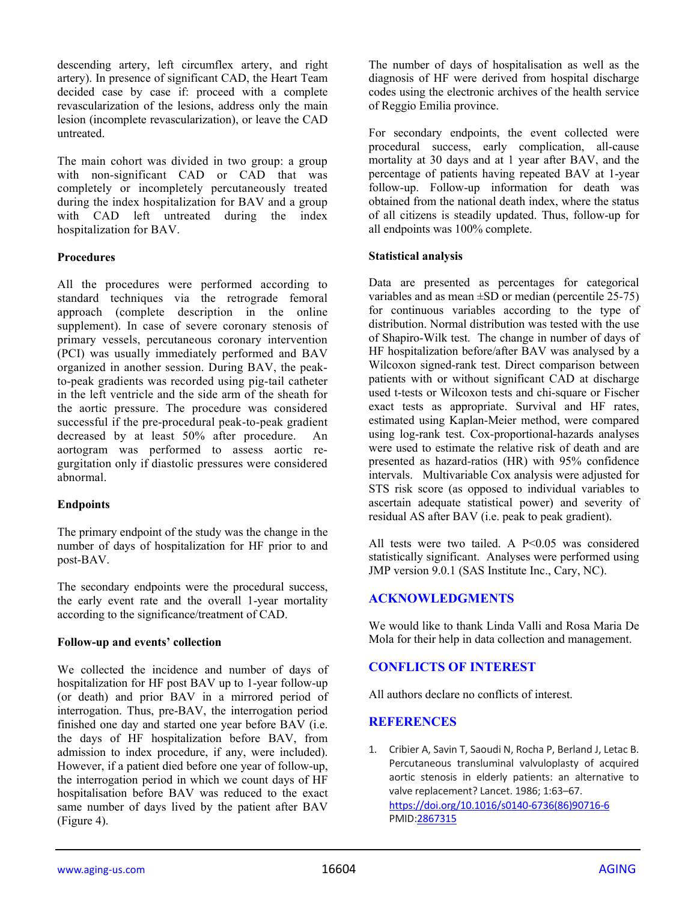descending artery, left circumflex artery, and right artery). In presence of significant CAD, the Heart Team decided case by case if: proceed with a complete revascularization of the lesions, address only the main lesion (incomplete revascularization), or leave the CAD untreated.

The main cohort was divided in two group: a group with non-significant CAD or CAD that was completely or incompletely percutaneously treated during the index hospitalization for BAV and a group with CAD left untreated during the index hospitalization for BAV.

**Procedures**

All the procedures were performed according to standard techniques via the retrograde femoral approach (complete description in the online supplement). In case of severe coronary stenosis of primary vessels, percutaneous coronary intervention (PCI) was usually immediately performed and BAV organized in another session. During BAV, the peak-to-peak gradients was recorded using pig-tail catheter in the left ventricle and the side arm of the sheath for the aortic pressure. The procedure was considered successful if the pre-procedural peak-to-peak gradient decreased by at least 50% after procedure. An aortogram was performed to assess aortic re-gurgitation only if diastolic pressures were considered abnormal.

**Endpoints**

The primary endpoint of the study was the change in the number of days of hospitalization for HF prior to and post-BAV.

The secondary endpoints were the procedural success, the early event rate and the overall 1-year mortality according to the significance/treatment of CAD.

**Follow-up and events' collection**

We collected the incidence and number of days of hospitalization for HF post BAV up to 1-year follow-up (or death) and prior BAV in a mirrored period of interrogation. Thus, pre-BAV, the interrogation period finished one day and started one year before BAV (i.e. the days of HF hospitalization before BAV, from admission to index procedure, if any, were included). However, if a patient died before one year of follow-up, the interrogation period in which we count days of HF hospitalisation before BAV was reduced to the exact same number of days lived by the patient after BAV (Figure 4).

The number of days of hospitalisation as well as the diagnosis of HF were derived from hospital discharge codes using the electronic archives of the health service of Reggio Emilia province.

For secondary endpoints, the event collected were procedural success, early complication, all-cause mortality at 30 days and at 1 year after BAV, and the percentage of patients having repeated BAV at 1-year follow-up. Follow-up information for death was obtained from the national death index, where the status of all citizens is steadily updated. Thus, follow-up for all endpoints was 100% complete.

**Statistical analysis**

Data are presented as percentages for categorical variables and as mean ±SD or median (percentile 25-75) for continuous variables according to the type of distribution. Normal distribution was tested with the use of Shapiro-Wilk test. The change in number of days of HF hospitalization before/after BAV was analysed by a Wilcoxon signed-rank test. Direct comparison between patients with or without significant CAD at discharge used t-tests or Wilcoxon tests and chi-square or Fischer exact tests as appropriate. Survival and HF rates, estimated using Kaplan-Meier method, were compared using log-rank test. Cox-proportional-hazards analyses were used to estimate the relative risk of death and are presented as hazard-ratios (HR) with 95% confidence intervals. Multivariable Cox analysis were adjusted for STS risk score (as opposed to individual variables to ascertain adequate statistical power) and severity of residual AS after BAV (i.e. peak to peak gradient).

All tests were two tailed. A $P<0.05$ was considered statistically significant. Analyses were performed using JMP version 9.0.1 (SAS Institute Inc., Cary, NC).

## ACKNOWLEDGMENTS

We would like to thank Linda Valli and Rosa Maria De Mola for their help in data collection and management.

## CONFLICTS OF INTEREST

All authors declare no conflicts of interest.

## REFERENCES

1. Cribier A, Savin T, Saoudi N, Rocha P, Berland J, Letac B. Percutaneous transluminal valvuloplasty of acquired aortic stenosis in elderly patients: an alternative to valve replacement? Lancet. 1986; 1:63–67. https://doi.org/10.1016/s0140-6736(86)90716-6 PMID:2867315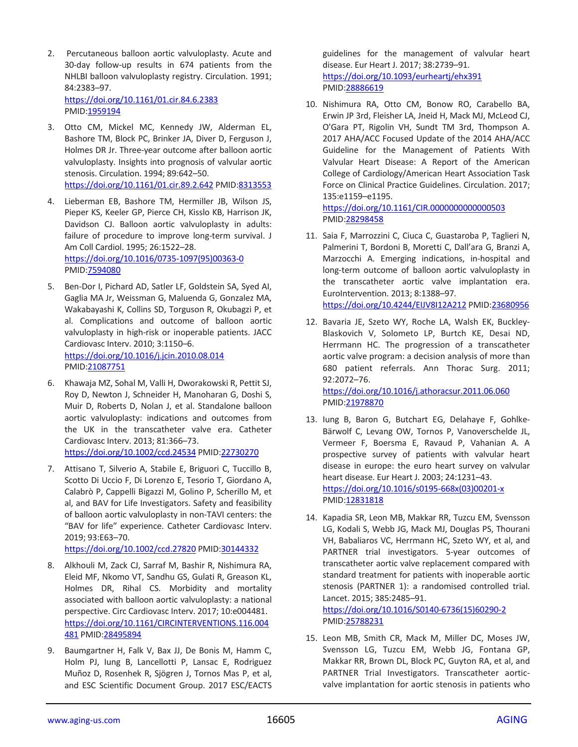2. Percutaneous balloon aortic valvuloplasty. Acute and 30-day follow-up results in 674 patients from the NHLBI balloon valvuloplasty registry. Circulation. 1991; 84:2383–97.
https://doi.org/10.1161/01.cir.84.6.2383
PMID:1959194

3. Otto CM, Mickel MC, Kennedy JW, Alderman EL, Bashore TM, Block PC, Brinker JA, Diver D, Ferguson J, Holmes DR Jr. Three-year outcome after balloon aortic valvuloplasty. Insights into prognosis of valvular aortic stenosis. Circulation. 1994; 89:642–50.
https://doi.org/10.1161/01.cir.89.2.642 PMID:8313553

4. Lieberman EB, Bashore TM, Hermiller JB, Wilson JS, Pieper KS, Keeler GP, Pierce CH, Kisslo KB, Harrison JK, Davidson CJ. Balloon aortic valvuloplasty in adults: failure of procedure to improve long-term survival. J Am Coll Cardiol. 1995; 26:1522–28.
https://doi.org/10.1016/0735-1097(95)00363-0
PMID:7594080

5. Ben-Dor I, Pichard AD, Satler LF, Goldstein SA, Syed AI, Gaglia MA Jr, Weissman G, Maluenda G, Gonzalez MA, Wakabayashi K, Collins SD, Torguson R, Okubagzi P, et al. Complications and outcome of balloon aortic valvuloplasty in high-risk or inoperable patients. JACC Cardiovasc Interv. 2010; 3:1150–6.
https://doi.org/10.1016/j.jcin.2010.08.014
PMID:21087751

6. Khawaja MZ, Sohal M, Valli H, Dworakowski R, Pettit SJ, Roy D, Newton J, Schneider H, Manoharan G, Doshi S, Muir D, Roberts D, Nolan J, et al. Standalone balloon aortic valvuloplasty: indications and outcomes from the UK in the transcatheter valve era. Catheter Cardiovasc Interv. 2013; 81:366–73.
https://doi.org/10.1002/ccd.24534 PMID:22730270

7. Attisano T, Silverio A, Stabile E, Briguori C, Tuccillo B, Scotto Di Uccio F, Di Lorenzo E, Tesorio T, Giordano A, Calabrò P, Cappelli Bigazzi M, Golino P, Scherillo M, et al, and BAV for Life Investigators. Safety and feasibility of balloon aortic valvuloplasty in non-TAVI centers: the "BAV for life" experience. Catheter Cardiovasc Interv. 2019; 93:E63–70.
https://doi.org/10.1002/ccd.27820 PMID:30144332

8. Alkhouli M, Zack CJ, Sarraf M, Bashir R, Nishimura RA, Eleid MF, Nkomo VT, Sandhu GS, Gulati R, Greason KL, Holmes DR, Rihal CS. Morbidity and mortality associated with balloon aortic valvuloplasty: a national perspective. Circ Cardiovasc Interv. 2017; 10:e004481.
https://doi.org/10.1161/CIRCINTERVENTIONS.116.004481 PMID:28495894

9. Baumgartner H, Falk V, Bax JJ, De Bonis M, Hamm C, Holm PJ, Iung B, Lancellotti P, Lansac E, Rodriguez Muñoz D, Rosenhek R, Sjögren J, Tornos Mas P, et al, and ESC Scientific Document Group. 2017 ESC/EACTS guidelines for the management of valvular heart disease. Eur Heart J. 2017; 38:2739–91.
https://doi.org/10.1093/eurheartj/ehx391
PMID:28886619

10. Nishimura RA, Otto CM, Bonow RO, Carabello BA, Erwin JP 3rd, Fleisher LA, Jneid H, Mack MJ, McLeod CJ, O'Gara PT, Rigolin VH, Sundt TM 3rd, Thompson A. 2017 AHA/ACC Focused Update of the 2014 AHA/ACC Guideline for the Management of Patients With Valvular Heart Disease: A Report of the American College of Cardiology/American Heart Association Task Force on Clinical Practice Guidelines. Circulation. 2017; 135:e1159–e1195.
https://doi.org/10.1161/CIR.0000000000000503
PMID:28298458

11. Saia F, Marrozzini C, Ciuca C, Guastaroba P, Taglieri N, Palmerini T, Bordoni B, Moretti C, Dall'ara G, Branzi A, Marzocchi A. Emerging indications, in-hospital and long-term outcome of balloon aortic valvuloplasty in the transcatheter aortic valve implantation era. EuroIntervention. 2013; 8:1388–97.
https://doi.org/10.4244/EIJV8I12A212 PMID:23680956

12. Bavaria JE, Szeto WY, Roche LA, Walsh EK, Buckley-Blaskovich V, Solometo LP, Burtch KE, Desai ND, Herrmann HC. The progression of a transcatheter aortic valve program: a decision analysis of more than 680 patient referrals. Ann Thorac Surg. 2011; 92:2072–76.
https://doi.org/10.1016/j.athoracsur.2011.06.060
PMID:21978870

13. Iung B, Baron G, Butchart EG, Delahaye F, Gohlke-Bärwolf C, Levang OW, Tornos P, Vanoverschelde JL, Vermeer F, Boersma E, Ravaud P, Vahanian A. A prospective survey of patients with valvular heart disease in europe: the euro heart survey on valvular heart disease. Eur Heart J. 2003; 24:1231–43.
https://doi.org/10.1016/s0195-668x(03)00201-x
PMID:12831818

14. Kapadia SR, Leon MB, Makkar RR, Tuzcu EM, Svensson LG, Kodali S, Webb JG, Mack MJ, Douglas PS, Thourani VH, Babaliaros VC, Herrmann HC, Szeto WY, et al, and PARTNER trial investigators. 5-year outcomes of transcatheter aortic valve replacement compared with standard treatment for patients with inoperable aortic stenosis (PARTNER 1): a randomised controlled trial. Lancet. 2015; 385:2485–91.
https://doi.org/10.1016/S0140-6736(15)60290-2
PMID:25788231

15. Leon MB, Smith CR, Mack M, Miller DC, Moses JW, Svensson LG, Tuzcu EM, Webb JG, Fontana GP, Makkar RR, Brown DL, Block PC, Guyton RA, et al, and PARTNER Trial Investigators. Transcatheter aortic-valve implantation for aortic stenosis in patients who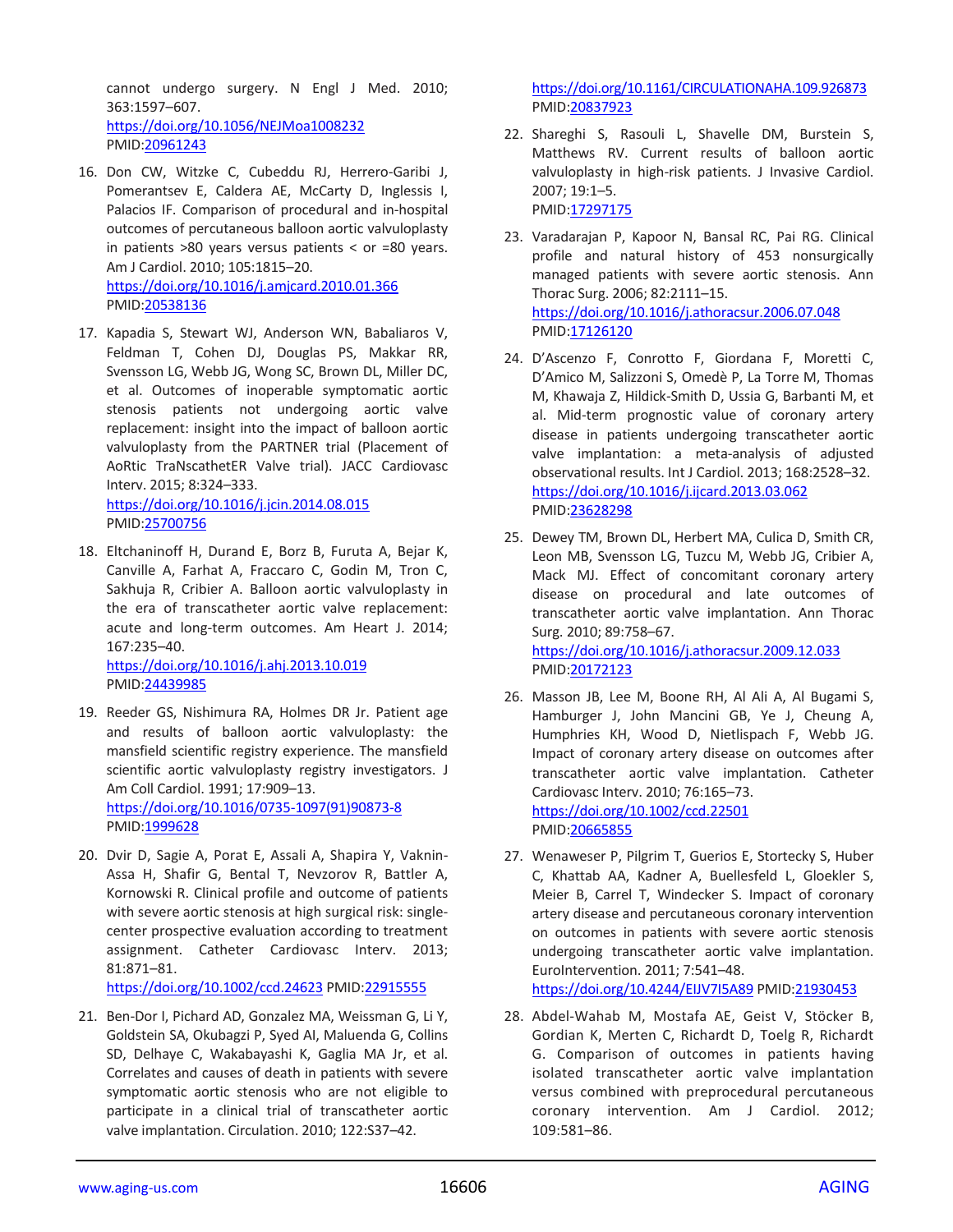cannot undergo surgery. N Engl J Med. 2010; 363:1597–607.
https://doi.org/10.1056/NEJMoa1008232
PMID:20961243

16. Don CW, Witzke C, Cubeddu RJ, Herrero-Garibi J, Pomerantsev E, Caldera AE, McCarty D, Inglessis I, Palacios IF. Comparison of procedural and in-hospital outcomes of percutaneous balloon aortic valvuloplasty in patients >80 years versus patients < or =80 years. Am J Cardiol. 2010; 105:1815–20.
https://doi.org/10.1016/j.amjcard.2010.01.366
PMID:20538136

17. Kapadia S, Stewart WJ, Anderson WN, Babaliaros V, Feldman T, Cohen DJ, Douglas PS, Makkar RR, Svensson LG, Webb JG, Wong SC, Brown DL, Miller DC, et al. Outcomes of inoperable symptomatic aortic stenosis patients not undergoing aortic valve replacement: insight into the impact of balloon aortic valvuloplasty from the PARTNER trial (Placement of AoRtic TraNscathetER Valve trial). JACC Cardiovasc Interv. 2015; 8:324–333.
https://doi.org/10.1016/j.jcin.2014.08.015
PMID:25700756

18. Eltchaninoff H, Durand E, Borz B, Furuta A, Bejar K, Canville A, Farhat A, Fraccaro C, Godin M, Tron C, Sakhuja R, Cribier A. Balloon aortic valvuloplasty in the era of transcatheter aortic valve replacement: acute and long-term outcomes. Am Heart J. 2014; 167:235–40.
https://doi.org/10.1016/j.ahj.2013.10.019
PMID:24439985

19. Reeder GS, Nishimura RA, Holmes DR Jr. Patient age and results of balloon aortic valvuloplasty: the mansfield scientific registry experience. The mansfield scientific aortic valvuloplasty registry investigators. J Am Coll Cardiol. 1991; 17:909–13.
https://doi.org/10.1016/0735-1097(91)90873-8
PMID:1999628

20. Dvir D, Sagie A, Porat E, Assali A, Shapira Y, Vaknin-Assa H, Shafir G, Bental T, Nevzorov R, Battler A, Kornowski R. Clinical profile and outcome of patients with severe aortic stenosis at high surgical risk: single-center prospective evaluation according to treatment assignment. Catheter Cardiovasc Interv. 2013; 81:871–81.
https://doi.org/10.1002/ccd.24623 PMID:22915555

21. Ben-Dor I, Pichard AD, Gonzalez MA, Weissman G, Li Y, Goldstein SA, Okubagzi P, Syed AI, Maluenda G, Collins SD, Delhaye C, Wakabayashi K, Gaglia MA Jr, et al. Correlates and causes of death in patients with severe symptomatic aortic stenosis who are not eligible to participate in a clinical trial of transcatheter aortic valve implantation. Circulation. 2010; 122:S37–42.
https://doi.org/10.1161/CIRCULATIONAHA.109.926873
PMID:20837923

22. Shareghi S, Rasouli L, Shavelle DM, Burstein S, Matthews RV. Current results of balloon aortic valvuloplasty in high-risk patients. J Invasive Cardiol. 2007; 19:1–5.
PMID:17297175

23. Varadarajan P, Kapoor N, Bansal RC, Pai RG. Clinical profile and natural history of 453 nonsurgically managed patients with severe aortic stenosis. Ann Thorac Surg. 2006; 82:2111–15.
https://doi.org/10.1016/j.athoracsur.2006.07.048
PMID:17126120

24. D'Ascenzo F, Conrotto F, Giordana F, Moretti C, D'Amico M, Salizzoni S, Omedè P, La Torre M, Thomas M, Khawaja Z, Hildick-Smith D, Ussia G, Barbanti M, et al. Mid-term prognostic value of coronary artery disease in patients undergoing transcatheter aortic valve implantation: a meta-analysis of adjusted observational results. Int J Cardiol. 2013; 168:2528–32.
https://doi.org/10.1016/j.ijcard.2013.03.062
PMID:23628298

25. Dewey TM, Brown DL, Herbert MA, Culica D, Smith CR, Leon MB, Svensson LG, Tuzcu M, Webb JG, Cribier A, Mack MJ. Effect of concomitant coronary artery disease on procedural and late outcomes of transcatheter aortic valve implantation. Ann Thorac Surg. 2010; 89:758–67.
https://doi.org/10.1016/j.athoracsur.2009.12.033
PMID:20172123

26. Masson JB, Lee M, Boone RH, Al Ali A, Al Bugami S, Hamburger J, John Mancini GB, Ye J, Cheung A, Humphries KH, Wood D, Nietlispach F, Webb JG. Impact of coronary artery disease on outcomes after transcatheter aortic valve implantation. Catheter Cardiovasc Interv. 2010; 76:165–73.
https://doi.org/10.1002/ccd.22501
PMID:20665855

27. Wenaweser P, Pilgrim T, Guerios E, Stortecky S, Huber C, Khattab AA, Kadner A, Buellesfeld L, Gloekler S, Meier B, Carrel T, Windecker S. Impact of coronary artery disease and percutaneous coronary intervention on outcomes in patients with severe aortic stenosis undergoing transcatheter aortic valve implantation. EuroIntervention. 2011; 7:541–48.
https://doi.org/10.4244/EIJV7I5A89 PMID:21930453

28. Abdel-Wahab M, Mostafa AE, Geist V, Stöcker B, Gordian K, Merten C, Richardt D, Toelg R, Richardt G. Comparison of outcomes in patients having isolated transcatheter aortic valve implantation versus combined with preprocedural percutaneous coronary intervention. Am J Cardiol. 2012; 109:581–86.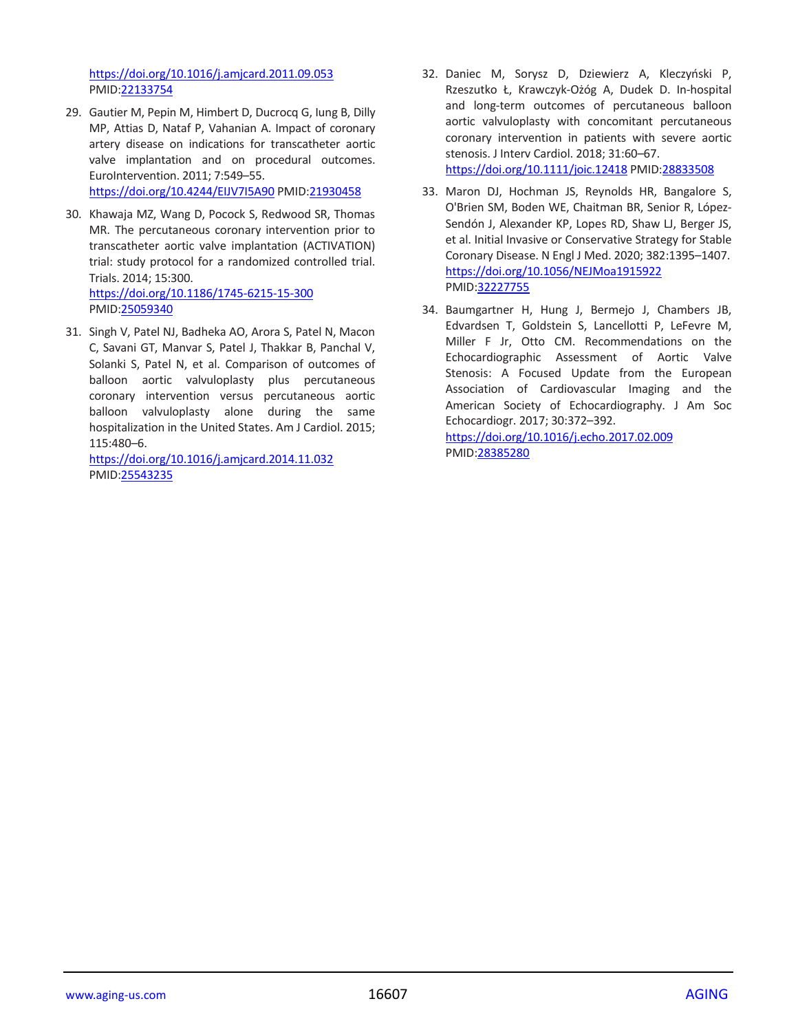https://doi.org/10.1016/j.amjcard.2011.09.053 PMID:22133754

29. Gautier M, Pepin M, Himbert D, Ducrocq G, Iung B, Dilly MP, Attias D, Nataf P, Vahanian A. Impact of coronary artery disease on indications for transcatheter aortic valve implantation and on procedural outcomes. EuroIntervention. 2011; 7:549–55. https://doi.org/10.4244/EIJV7I5A90 PMID:21930458

30. Khawaja MZ, Wang D, Pocock S, Redwood SR, Thomas MR. The percutaneous coronary intervention prior to transcatheter aortic valve implantation (ACTIVATION) trial: study protocol for a randomized controlled trial. Trials. 2014; 15:300. https://doi.org/10.1186/1745-6215-15-300 PMID:25059340

31. Singh V, Patel NJ, Badheka AO, Arora S, Patel N, Macon C, Savani GT, Manvar S, Patel J, Thakkar B, Panchal V, Solanki S, Patel N, et al. Comparison of outcomes of balloon aortic valvuloplasty plus percutaneous coronary intervention versus percutaneous aortic balloon valvuloplasty alone during the same hospitalization in the United States. Am J Cardiol. 2015; 115:480–6. https://doi.org/10.1016/j.amjcard.2014.11.032 PMID:25543235

32. Daniec M, Sorysz D, Dziewierz A, Kleczyński P, Rzeszutko Ł, Krawczyk-Ożóg A, Dudek D. In-hospital and long-term outcomes of percutaneous balloon aortic valvuloplasty with concomitant percutaneous coronary intervention in patients with severe aortic stenosis. J Interv Cardiol. 2018; 31:60–67. https://doi.org/10.1111/joic.12418 PMID:28833508

33. Maron DJ, Hochman JS, Reynolds HR, Bangalore S, O'Brien SM, Boden WE, Chaitman BR, Senior R, López-Sendón J, Alexander KP, Lopes RD, Shaw LJ, Berger JS, et al. Initial Invasive or Conservative Strategy for Stable Coronary Disease. N Engl J Med. 2020; 382:1395–1407. https://doi.org/10.1056/NEJMoa1915922 PMID:32227755

34. Baumgartner H, Hung J, Bermejo J, Chambers JB, Edvardsen T, Goldstein S, Lancellotti P, LeFevre M, Miller F Jr, Otto CM. Recommendations on the Echocardiographic Assessment of Aortic Valve Stenosis: A Focused Update from the European Association of Cardiovascular Imaging and the American Society of Echocardiography. J Am Soc Echocardiogr. 2017; 30:372–392. https://doi.org/10.1016/j.echo.2017.02.009 PMID:28385280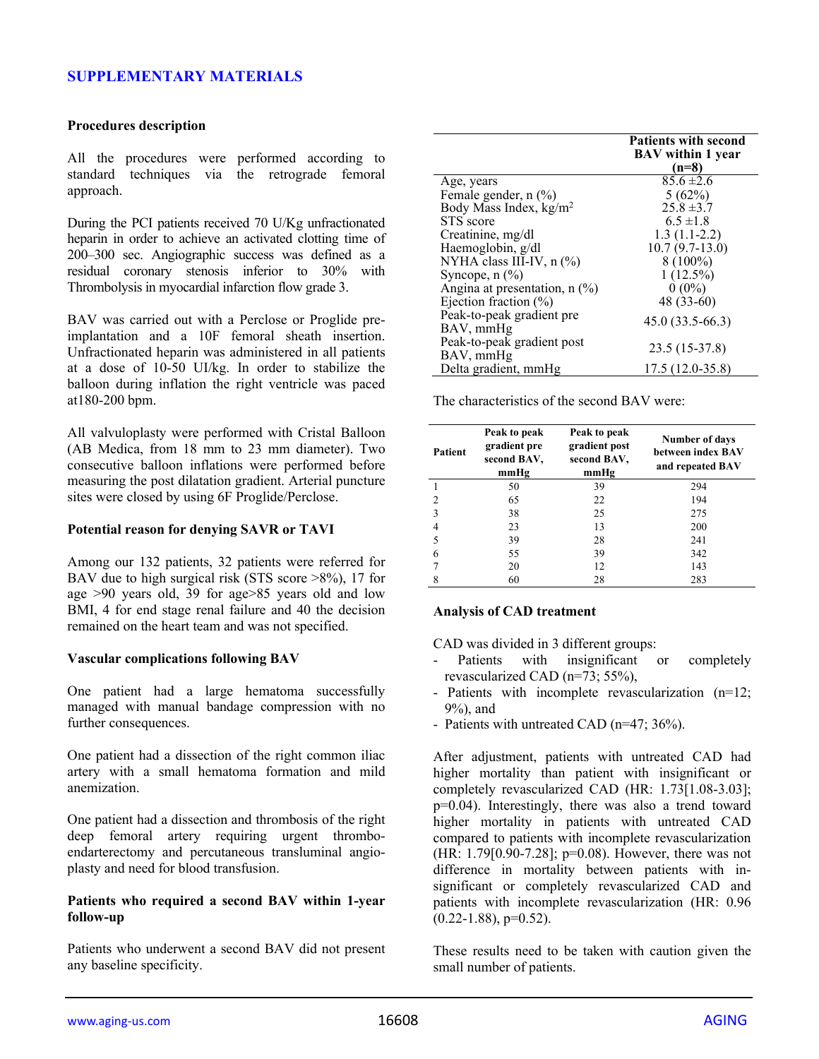## SUPPLEMENTARY MATERIALS

### Procedures description

All the procedures were performed according to standard techniques via the retrograde femoral approach.

During the PCI patients received 70 U/Kg unfractionated heparin in order to achieve an activated clotting time of 200–300 sec. Angiographic success was defined as a residual coronary stenosis inferior to 30% with Thrombolysis in myocardial infarction flow grade 3.

BAV was carried out with a Perclose or Proglide pre-implantation and a 10F femoral sheath insertion. Unfractionated heparin was administered in all patients at a dose of 10-50 UI/kg. In order to stabilize the balloon during inflation the right ventricle was paced at180-200 bpm.

All valvuloplasty were performed with Cristal Balloon (AB Medica, from 18 mm to 23 mm diameter). Two consecutive balloon inflations were performed before measuring the post dilatation gradient. Arterial puncture sites were closed by using 6F Proglide/Perclose.

### Potential reason for denying SAVR or TAVI

Among our 132 patients, 32 patients were referred for BAV due to high surgical risk (STS score >8%), 17 for age >90 years old, 39 for age>85 years old and low BMI, 4 for end stage renal failure and 40 the decision remained on the heart team and was not specified.

### Vascular complications following BAV

One patient had a large hematoma successfully managed with manual bandage compression with no further consequences.

One patient had a dissection of the right common iliac artery with a small hematoma formation and mild anemization.

One patient had a dissection and thrombosis of the right deep femoral artery requiring urgent thrombo-endarterectomy and percutaneous transluminal angio-plasty and need for blood transfusion.

### Patients who required a second BAV within 1-year follow-up

Patients who underwent a second BAV did not present any baseline specificity.

| | Patients with second BAV within 1 year (n=8) |
|---|---|
| Age, years | 85.6 ±2.6 |
| Female gender, n (%) | 5 (62%) |
| Body Mass Index, kg/m$^2$ | 25.8 ±3.7 |
| STS score | 6.5 ±1.8 |
| Creatinine, mg/dl | 1.3 (1.1-2.2) |
| Haemoglobin, g/dl | 10.7 (9.7-13.0) |
| NYHA class III-IV, n (%) | 8 (100%) |
| Syncope, n (%) | 1 (12.5%) |
| Angina at presentation, n (%) | 0 (0%) |
| Ejection fraction (%) | 48 (33-60) |
| Peak-to-peak gradient pre BAV, mmHg | 45.0 (33.5-66.3) |
| Peak-to-peak gradient post BAV, mmHg | 23.5 (15-37.8) |
| Delta gradient, mmHg | 17.5 (12.0-35.8) |

The characteristics of the second BAV were:

| Patient | Peak to peak gradient pre second BAV, mmHg | Peak to peak gradient post second BAV, mmHg | Number of days between index BAV and repeated BAV |
|---|---|---|---|
| 1 | 50 | 39 | 294 |
| 2 | 65 | 22 | 194 |
| 3 | 38 | 25 | 275 |
| 4 | 23 | 13 | 200 |
| 5 | 39 | 28 | 241 |
| 6 | 55 | 39 | 342 |
| 7 | 20 | 12 | 143 |
| 8 | 60 | 28 | 283 |

### Analysis of CAD treatment

CAD was divided in 3 different groups:

- Patients with insignificant or completely revascularized CAD (n=73; 55%),
- Patients with incomplete revascularization (n=12; 9%), and
- Patients with untreated CAD (n=47; 36%).

After adjustment, patients with untreated CAD had higher mortality than patient with insignificant or completely revascularized CAD (HR: 1.73[1.08-3.03]; p=0.04). Interestingly, there was also a trend toward higher mortality in patients with untreated CAD compared to patients with incomplete revascularization (HR: 1.79[0.90-7.28]; p=0.08). However, there was not difference in mortality between patients with in-significant or completely revascularized CAD and patients with incomplete revascularization (HR: 0.96 (0.22-1.88), p=0.52).

These results need to be taken with caution given the small number of patients.